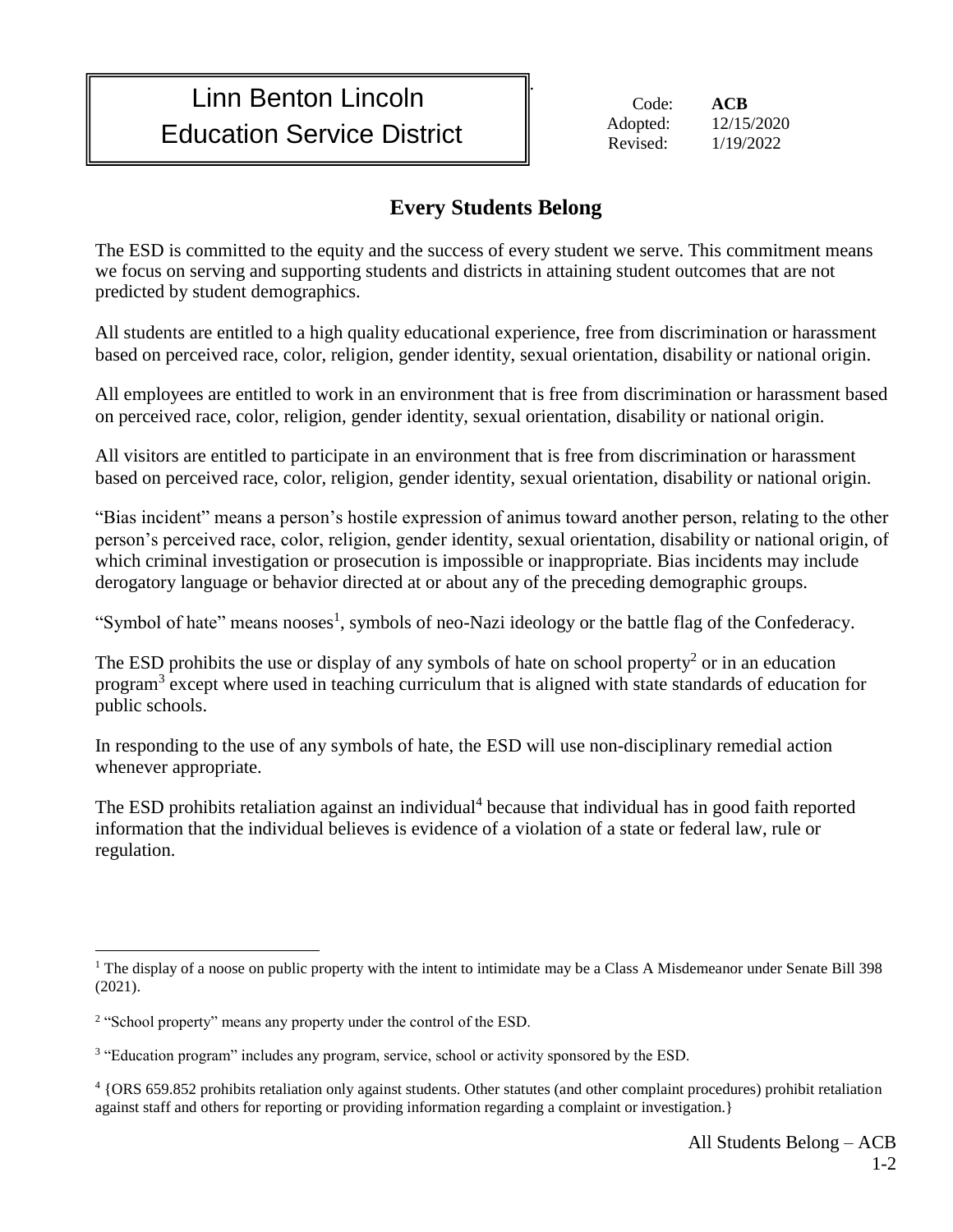# Linn Benton Lincoln Education Service District

Code: **ACB**
Adopted: 12/15/2020
Revised: 1/19/2022

## Every Students Belong

The ESD is committed to the equity and the success of every student we serve. This commitment means we focus on serving and supporting students and districts in attaining student outcomes that are not predicted by student demographics.

All students are entitled to a high quality educational experience, free from discrimination or harassment based on perceived race, color, religion, gender identity, sexual orientation, disability or national origin.

All employees are entitled to work in an environment that is free from discrimination or harassment based on perceived race, color, religion, gender identity, sexual orientation, disability or national origin.

All visitors are entitled to participate in an environment that is free from discrimination or harassment based on perceived race, color, religion, gender identity, sexual orientation, disability or national origin.

"Bias incident" means a person's hostile expression of animus toward another person, relating to the other person's perceived race, color, religion, gender identity, sexual orientation, disability or national origin, of which criminal investigation or prosecution is impossible or inappropriate. Bias incidents may include derogatory language or behavior directed at or about any of the preceding demographic groups.

"Symbol of hate" means nooses[1], symbols of neo-Nazi ideology or the battle flag of the Confederacy.

The ESD prohibits the use or display of any symbols of hate on school property[2] or in an education program[3] except where used in teaching curriculum that is aligned with state standards of education for public schools.

In responding to the use of any symbols of hate, the ESD will use non-disciplinary remedial action whenever appropriate.

The ESD prohibits retaliation against an individual[4] because that individual has in good faith reported information that the individual believes is evidence of a violation of a state or federal law, rule or regulation.

---

[1] The display of a noose on public property with the intent to intimidate may be a Class A Misdemeanor under Senate Bill 398 (2021).

[2] "School property" means any property under the control of the ESD.

[3] "Education program" includes any program, service, school or activity sponsored by the ESD.

[4] {ORS 659.852 prohibits retaliation only against students. Other statutes (and other complaint procedures) prohibit retaliation against staff and others for reporting or providing information regarding a complaint or investigation.}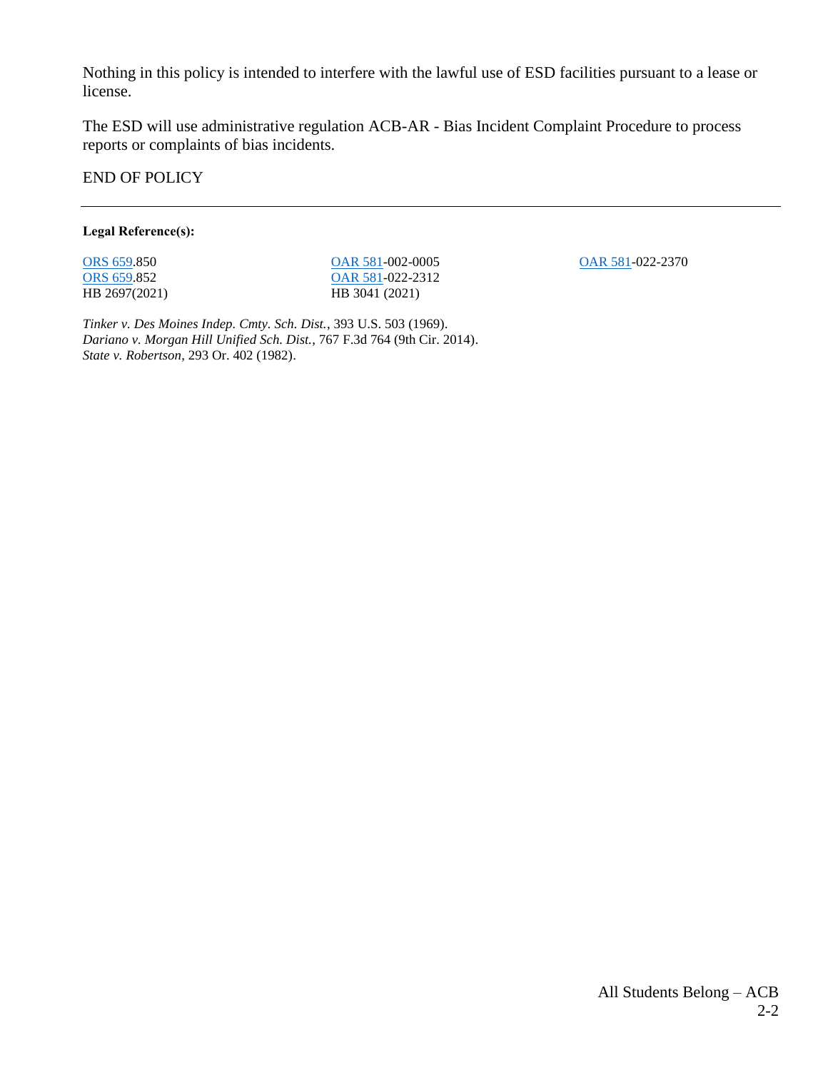Nothing in this policy is intended to interfere with the lawful use of ESD facilities pursuant to a lease or license.

The ESD will use administrative regulation ACB-AR - Bias Incident Complaint Procedure to process reports or complaints of bias incidents.

END OF POLICY

---

**Legal Reference(s):**

| | | |
|---|---|---|
| ORS 659.850 | OAR 581-002-0005 | OAR 581-022-2370 |
| ORS 659.852 | OAR 581-022-2312 | |
| HB 2697(2021) | HB 3041 (2021) | |

*Tinker v. Des Moines Indep. Cmty. Sch. Dist.*, 393 U.S. 503 (1969).
*Dariano v. Morgan Hill Unified Sch. Dist.*, 767 F.3d 764 (9th Cir. 2014).
*State v. Robertson*, 293 Or. 402 (1982).